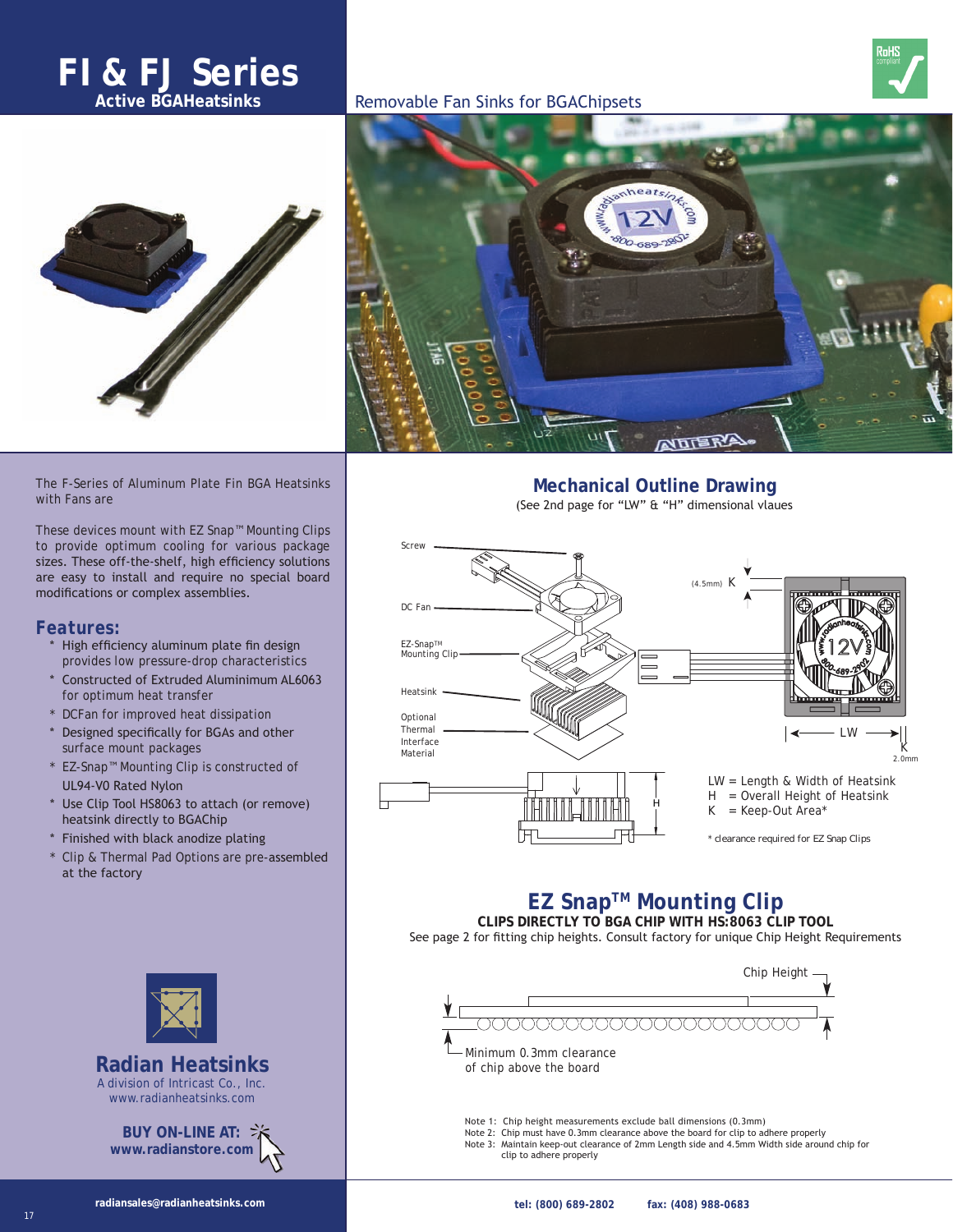# FI & FJ Series

## Active BGAHeatsinks

Removable Fan Sinks for BGAChipsets

The F-Series of Aluminum Plate Fin BGA Heatsinks with Fans are

These devices mount with EZ Snap™ Mounting Clips to provide optimum cooling for various package sizes. These off-the-shelf, high efficiency solutions are easy to install and require no special board modifications or complex assemblies.

## Features:

* High efficiency aluminum plate fin design provides low pressure-drop characteristics
* Constructed of Extruded Aluminimum AL6063 for optimum heat transfer
* DCFan for improved heat dissipation
* Designed specifically for BGAs and other surface mount packages
* EZ-Snap™ Mounting Clip is constructed of UL94-V0 Rated Nylon
* Use Clip Tool HS8063 to attach (or remove) heatsink directly to BGAChip
* Finished with black anodize plating
* Clip & Thermal Pad Options are pre-assembled at the factory

## Mechanical Outline Drawing

(See 2nd page for "LW" & "H" dimensional vlaues)

Screw

DC Fan

EZ-Snap™ Mounting Clip

Heatsink

Optional Thermal Interface Material

(4.5mm) K

LW

K 2.0mm

H

LW = Length & Width of Heatsink
H = Overall Height of Heatsink
K = Keep-Out Area*

\* clearance required for EZ Snap Clips

## EZ Snap™ Mounting Clip

**CLIPS DIRECTLY TO BGA CHIP WITH HS:8063 CLIP TOOL**

See page 2 for fitting chip heights. Consult factory for unique Chip Height Requirements

Chip Height

Minimum 0.3mm clearance of chip above the board

Note 1: Chip height measurements exclude ball dimensions (0.3mm)
Note 2: Chip must have 0.3mm clearance above the board for clip to adhere properly
Note 3: Maintain keep-out clearance of 2mm Length side and 4.5mm Width side around chip for clip to adhere properly

**Radian Heatsinks**
A division of Intricast Co., Inc.
www.radianheatsinks.com

**BUY ON-LINE AT: www.radianstore.com**

radiansales@radianheatsinks.com

tel: (800) 689-2802 fax: (408) 988-0683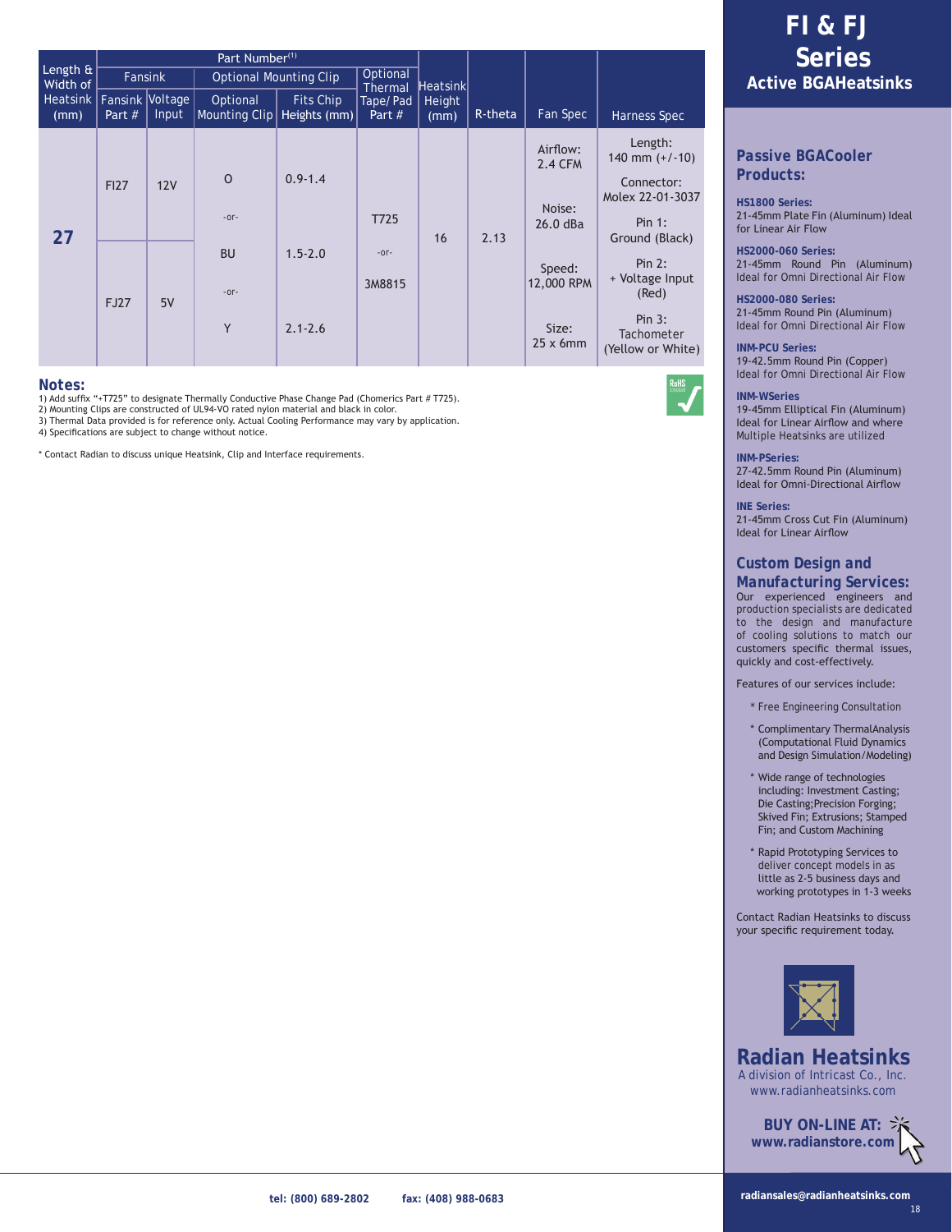| Length & Width of Heatsink (mm) | Part Number[1] | | | | | Heatsink Height (mm) | R-theta | Fan Spec | Harness Spec |
|---|---|---|---|---|---|---|---|---|---|
| | Fansink | | Optional Mounting Clip | | Optional Thermal Tape/ Pad Part # | | | | |
| | Fansink Part # | Voltage Input | Optional Mounting Clip | Fits Chip Heights (mm) | | | | | |
| 27 | FI27 | 12V | O -or- BU -or- Y | 0.9-1.4 | T725 -or- 3M8815 | 16 | 2.13 | Airflow: 2.4 CFM Noise: 26.0 dBa Speed: 12,000 RPM Size: 25 x 6mm | Length: 140 mm (+/-10) Connector: Molex 22-01-3037 Pin 1: Ground (Black) Pin 2: + Voltage Input (Red) Pin 3: Tachometer (Yellow or White) |
| | FJ27 | 5V | | 1.5-2.0 | | | | | |
| | | | | 2.1-2.6 | | | | | |

## Notes:

1) Add suffix "+T725" to designate Thermally Conductive Phase Change Pad (Chomerics Part # T725).
2) Mounting Clips are constructed of UL94-VO rated nylon material and black in color.
3) Thermal Data provided is for reference only. Actual Cooling Performance may vary by application.
4) Specifications are subject to change without notice.

RoHS compliant

* Contact Radian to discuss unique Heatsink, Clip and Interface requirements.

# FI & FJ Series
## Active BGAHeatsinks

### Passive BGACooler Products:

**HS1800 Series:**
21-45mm Plate Fin (Aluminum) Ideal for Linear Air Flow

**HS2000-060 Series:**
21-45mm Round Pin (Aluminum) Ideal for Omni Directional Air Flow

**HS2000-080 Series:**
21-45mm Round Pin (Aluminum) Ideal for Omni Directional Air Flow

**INM-PCU Series:**
19-42.5mm Round Pin (Copper) Ideal for Omni Directional Air Flow

**INM-WSeries**
19-45mm Elliptical Fin (Aluminum) Ideal for Linear Airflow and where Multiple Heatsinks are utilized

**INM-PSeries:**
27-42.5mm Round Pin (Aluminum) Ideal for Omni-Directional Airflow

**INE Series:**
21-45mm Cross Cut Fin (Aluminum) Ideal for Linear Airflow

### Custom Design and Manufacturing Services:

Our experienced engineers and production specialists are dedicated to the design and manufacture of cooling solutions to match our customers specific thermal issues, quickly and cost-effectively.

Features of our services include:

* Free Engineering Consultation
* Complimentary ThermalAnalysis (Computational Fluid Dynamics and Design Simulation/Modeling)
* Wide range of technologies including: Investment Casting; Die Casting;Precision Forging; Skived Fin; Extrusions; Stamped Fin; and Custom Machining
* Rapid Prototyping Services to deliver concept models in as little as 2-5 business days and working prototypes in 1-3 weeks

Contact Radian Heatsinks to discuss your specific requirement today.

**Radian Heatsinks**
A division of Intricast Co., Inc.
www.radianheatsinks.com

**BUY ON-LINE AT: www.radianstore.com**

tel: (800) 689-2802 fax: (408) 988-0683 radiansales@radianheatsinks.com